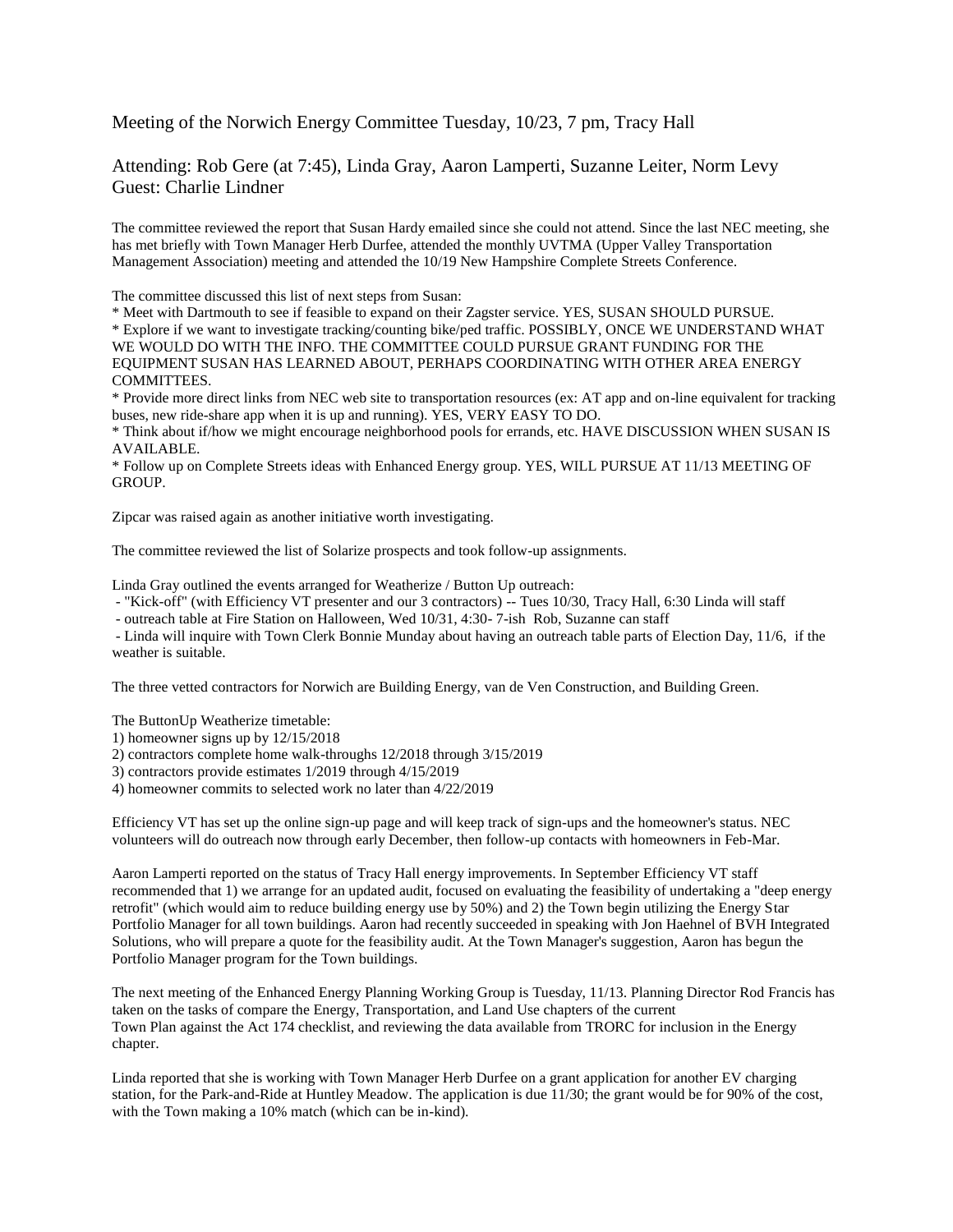Meeting of the Norwich Energy Committee Tuesday, 10/23, 7 pm, Tracy Hall

Attending: Rob Gere (at 7:45), Linda Gray, Aaron Lamperti, Suzanne Leiter, Norm Levy
Guest: Charlie Lindner

The committee reviewed the report that Susan Hardy emailed since she could not attend. Since the last NEC meeting, she has met briefly with Town Manager Herb Durfee, attended the monthly UVTMA (Upper Valley Transportation Management Association) meeting and attended the 10/19 New Hampshire Complete Streets Conference.

The committee discussed this list of next steps from Susan:

* Meet with Dartmouth to see if feasible to expand on their Zagster service. YES, SUSAN SHOULD PURSUE.
* Explore if we want to investigate tracking/counting bike/ped traffic. POSSIBLY, ONCE WE UNDERSTAND WHAT WE WOULD DO WITH THE INFO. THE COMMITTEE COULD PURSUE GRANT FUNDING FOR THE EQUIPMENT SUSAN HAS LEARNED ABOUT, PERHAPS COORDINATING WITH OTHER AREA ENERGY COMMITTEES.
* Provide more direct links from NEC web site to transportation resources (ex: AT app and on-line equivalent for tracking buses, new ride-share app when it is up and running). YES, VERY EASY TO DO.
* Think about if/how we might encourage neighborhood pools for errands, etc. HAVE DISCUSSION WHEN SUSAN IS AVAILABLE.
* Follow up on Complete Streets ideas with Enhanced Energy group. YES, WILL PURSUE AT 11/13 MEETING OF GROUP.

Zipcar was raised again as another initiative worth investigating.

The committee reviewed the list of Solarize prospects and took follow-up assignments.

Linda Gray outlined the events arranged for Weatherize / Button Up outreach:

- "Kick-off" (with Efficiency VT presenter and our 3 contractors) -- Tues 10/30, Tracy Hall, 6:30 Linda will staff
- outreach table at Fire Station on Halloween, Wed 10/31, 4:30- 7-ish Rob, Suzanne can staff
- Linda will inquire with Town Clerk Bonnie Munday about having an outreach table parts of Election Day, 11/6, if the weather is suitable.

The three vetted contractors for Norwich are Building Energy, van de Ven Construction, and Building Green.

The ButtonUp Weatherize timetable:

1) homeowner signs up by 12/15/2018
2) contractors complete home walk-throughs 12/2018 through 3/15/2019
3) contractors provide estimates 1/2019 through 4/15/2019
4) homeowner commits to selected work no later than 4/22/2019

Efficiency VT has set up the online sign-up page and will keep track of sign-ups and the homeowner's status. NEC volunteers will do outreach now through early December, then follow-up contacts with homeowners in Feb-Mar.

Aaron Lamperti reported on the status of Tracy Hall energy improvements. In September Efficiency VT staff recommended that 1) we arrange for an updated audit, focused on evaluating the feasibility of undertaking a "deep energy retrofit" (which would aim to reduce building energy use by 50%) and 2) the Town begin utilizing the Energy Star Portfolio Manager for all town buildings. Aaron had recently succeeded in speaking with Jon Haehnel of BVH Integrated Solutions, who will prepare a quote for the feasibility audit. At the Town Manager's suggestion, Aaron has begun the Portfolio Manager program for the Town buildings.

The next meeting of the Enhanced Energy Planning Working Group is Tuesday, 11/13. Planning Director Rod Francis has taken on the tasks of compare the Energy, Transportation, and Land Use chapters of the current Town Plan against the Act 174 checklist, and reviewing the data available from TRORC for inclusion in the Energy chapter.

Linda reported that she is working with Town Manager Herb Durfee on a grant application for another EV charging station, for the Park-and-Ride at Huntley Meadow. The application is due 11/30; the grant would be for 90% of the cost, with the Town making a 10% match (which can be in-kind).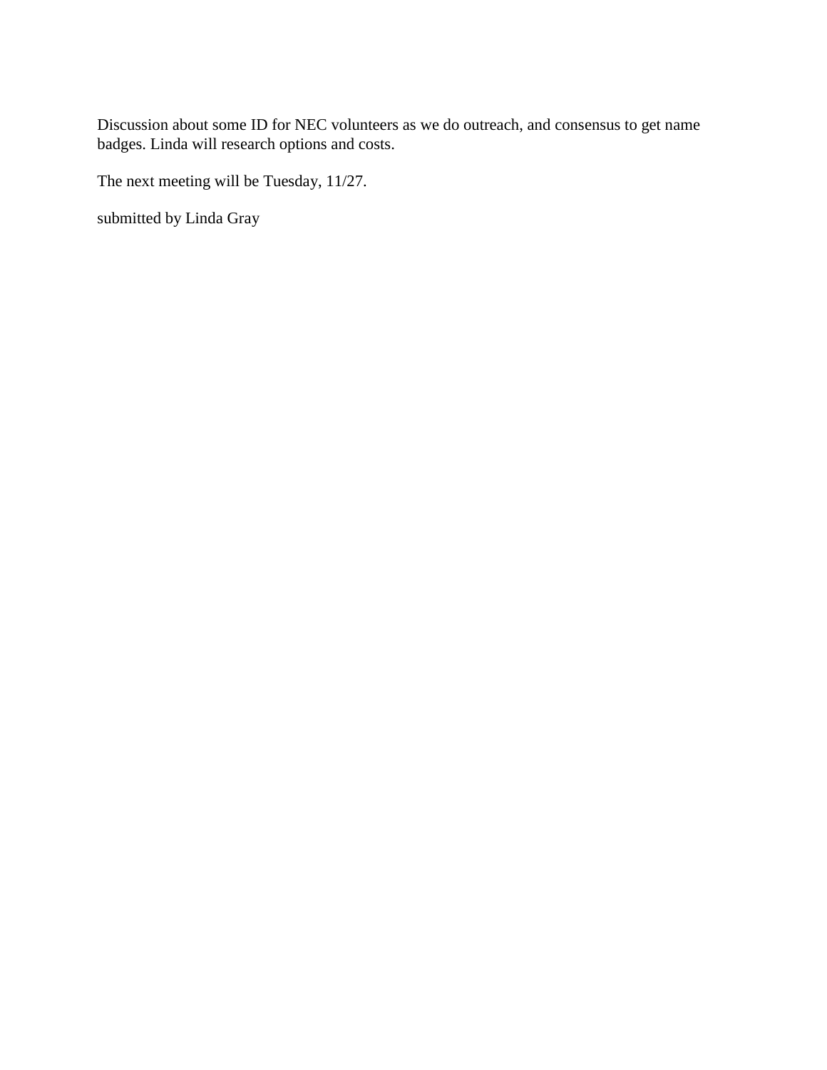Discussion about some ID for NEC volunteers as we do outreach, and consensus to get name badges. Linda will research options and costs.

The next meeting will be Tuesday, 11/27.

submitted by Linda Gray